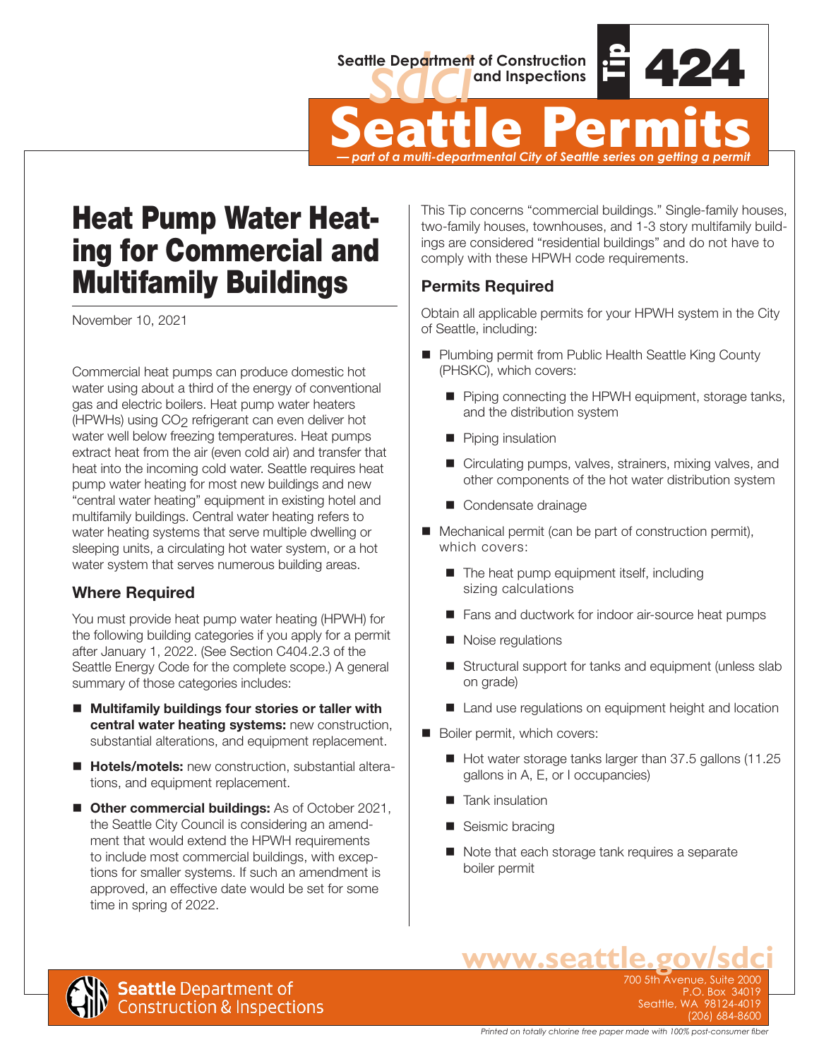Seattle Department of Construction and Inspections

Tip 424

# Seattle Permits

*— part of a multi-departmental City of Seattle series on getting a permit*

# Heat Pump Water Heating for Commercial and Multifamily Buildings

November 10, 2021

Commercial heat pumps can produce domestic hot water using about a third of the energy of conventional gas and electric boilers. Heat pump water heaters (HPWHs) using $CO_2$ refrigerant can even deliver hot water well below freezing temperatures. Heat pumps extract heat from the air (even cold air) and transfer that heat into the incoming cold water. Seattle requires heat pump water heating for most new buildings and new "central water heating" equipment in existing hotel and multifamily buildings. Central water heating refers to water heating systems that serve multiple dwelling or sleeping units, a circulating hot water system, or a hot water system that serves numerous building areas.

## Where Required

You must provide heat pump water heating (HPWH) for the following building categories if you apply for a permit after January 1, 2022. (See Section C404.2.3 of the Seattle Energy Code for the complete scope.) A general summary of those categories includes:

- **Multifamily buildings four stories or taller with central water heating systems:** new construction, substantial alterations, and equipment replacement.
- **Hotels/motels:** new construction, substantial alterations, and equipment replacement.
- **Other commercial buildings:** As of October 2021, the Seattle City Council is considering an amendment that would extend the HPWH requirements to include most commercial buildings, with exceptions for smaller systems. If such an amendment is approved, an effective date would be set for some time in spring of 2022.

This Tip concerns "commercial buildings." Single-family houses, two-family houses, townhouses, and 1-3 story multifamily buildings are considered "residential buildings" and do not have to comply with these HPWH code requirements.

## Permits Required

Obtain all applicable permits for your HPWH system in the City of Seattle, including:

- Plumbing permit from Public Health Seattle King County (PHSKC), which covers:
  - Piping connecting the HPWH equipment, storage tanks, and the distribution system
  - Piping insulation
  - Circulating pumps, valves, strainers, mixing valves, and other components of the hot water distribution system
  - Condensate drainage
- Mechanical permit (can be part of construction permit), which covers:
  - The heat pump equipment itself, including sizing calculations
  - Fans and ductwork for indoor air-source heat pumps
  - Noise regulations
  - Structural support for tanks and equipment (unless slab on grade)
  - Land use regulations on equipment height and location
- Boiler permit, which covers:
  - Hot water storage tanks larger than 37.5 gallons (11.25 gallons in A, E, or I occupancies)
  - Tank insulation
  - Seismic bracing
  - Note that each storage tank requires a separate boiler permit

www.seattle.gov/sdci

Seattle Department of Construction & Inspections

700 5th Avenue, Suite 2000
P.O. Box 34019
Seattle, WA 98124-4019
(206) 684-8600

*Printed on totally chlorine free paper made with 100% post-consumer fiber*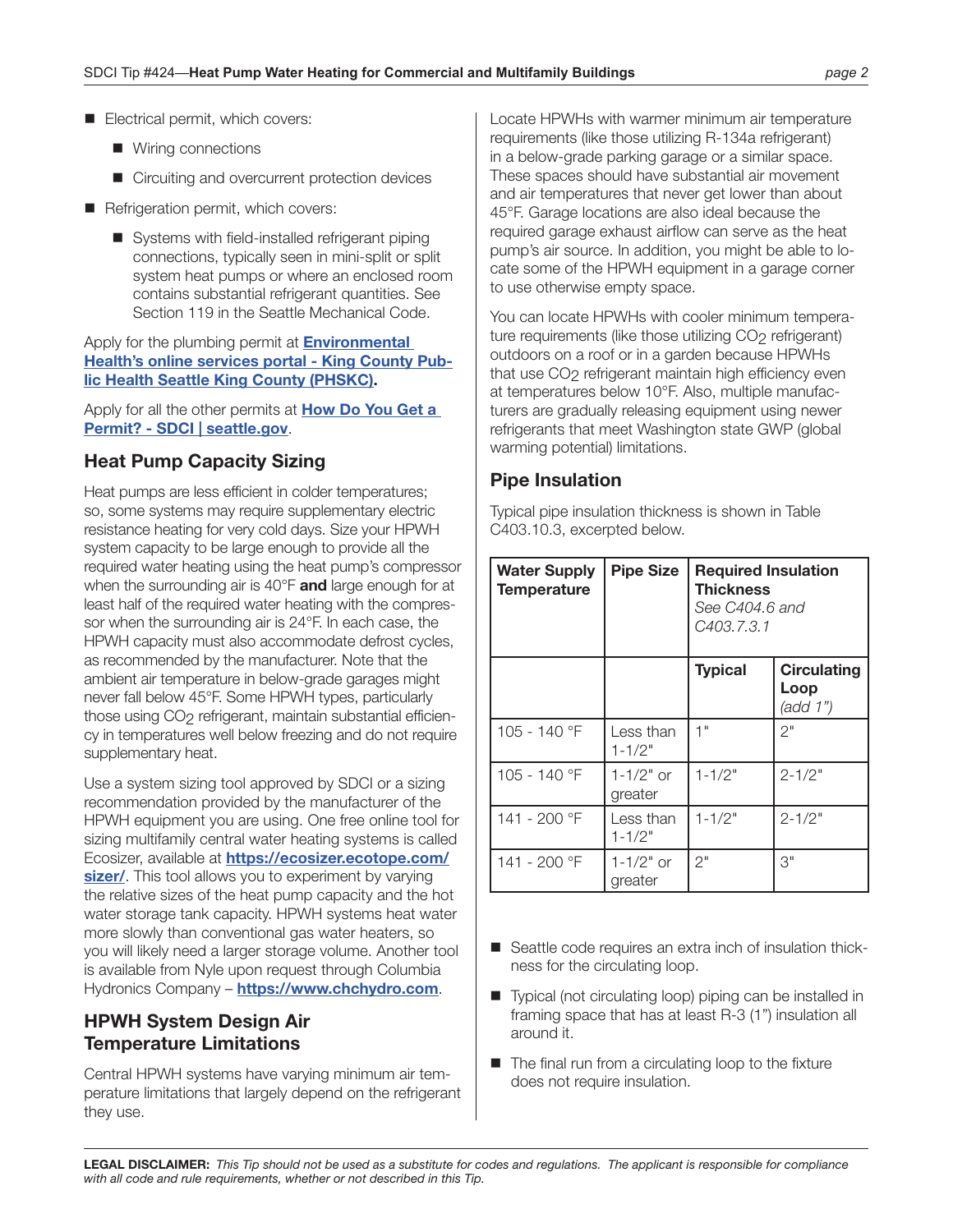- Electrical permit, which covers:
  - Wiring connections
  - Circuiting and overcurrent protection devices
- Refrigeration permit, which covers:
  - Systems with field-installed refrigerant piping connections, typically seen in mini-split or split system heat pumps or where an enclosed room contains substantial refrigerant quantities. See Section 119 in the Seattle Mechanical Code.

Apply for the plumbing permit at **Environmental Health's online services portal - King County Public Health Seattle King County (PHSKC)**.

Apply for all the other permits at **How Do You Get a Permit? - SDCI | seattle.gov**.

## Heat Pump Capacity Sizing

Heat pumps are less efficient in colder temperatures; so, some systems may require supplementary electric resistance heating for very cold days. Size your HPWH system capacity to be large enough to provide all the required water heating using the heat pump's compressor when the surrounding air is 40°F **and** large enough for at least half of the required water heating with the compressor when the surrounding air is 24°F. In each case, the HPWH capacity must also accommodate defrost cycles, as recommended by the manufacturer. Note that the ambient air temperature in below-grade garages might never fall below 45°F. Some HPWH types, particularly those using $CO_2$ refrigerant, maintain substantial efficiency in temperatures well below freezing and do not require supplementary heat.

Use a system sizing tool approved by SDCI or a sizing recommendation provided by the manufacturer of the HPWH equipment you are using. One free online tool for sizing multifamily central water heating systems is called Ecosizer, available at **https://ecosizer.ecotope.com/sizer/**. This tool allows you to experiment by varying the relative sizes of the heat pump capacity and the hot water storage tank capacity. HPWH systems heat water more slowly than conventional gas water heaters, so you will likely need a larger storage volume. Another tool is available from Nyle upon request through Columbia Hydronics Company – **https://www.chchydro.com**.

## HPWH System Design Air Temperature Limitations

Central HPWH systems have varying minimum air temperature limitations that largely depend on the refrigerant they use.

Locate HPWHs with warmer minimum air temperature requirements (like those utilizing R-134a refrigerant) in a below-grade parking garage or a similar space. These spaces should have substantial air movement and air temperatures that never get lower than about 45°F. Garage locations are also ideal because the required garage exhaust airflow can serve as the heat pump's air source. In addition, you might be able to locate some of the HPWH equipment in a garage corner to use otherwise empty space.

You can locate HPWHs with cooler minimum temperature requirements (like those utilizing $CO_2$ refrigerant) outdoors on a roof or in a garden because HPWHs that use $CO_2$ refrigerant maintain high efficiency even at temperatures below 10°F. Also, multiple manufacturers are gradually releasing equipment using newer refrigerants that meet Washington state GWP (global warming potential) limitations.

## Pipe Insulation

Typical pipe insulation thickness is shown in Table C403.10.3, excerpted below.

| **Water Supply Temperature** | **Pipe Size** | **Required Insulation Thickness** *See C404.6 and C403.7.3.1* | |
|---|---|---|---|
| | | **Typical** | **Circulating Loop** *(add 1")* |
| 105 - 140 °F | Less than 1-1/2" | 1" | 2" |
| 105 - 140 °F | 1-1/2" or greater | 1-1/2" | 2-1/2" |
| 141 - 200 °F | Less than 1-1/2" | 1-1/2" | 2-1/2" |
| 141 - 200 °F | 1-1/2" or greater | 2" | 3" |

- Seattle code requires an extra inch of insulation thickness for the circulating loop.
- Typical (not circulating loop) piping can be installed in framing space that has at least R-3 (1") insulation all around it.
- The final run from a circulating loop to the fixture does not require insulation.

**LEGAL DISCLAIMER:** *This Tip should not be used as a substitute for codes and regulations. The applicant is responsible for compliance with all code and rule requirements, whether or not described in this Tip.*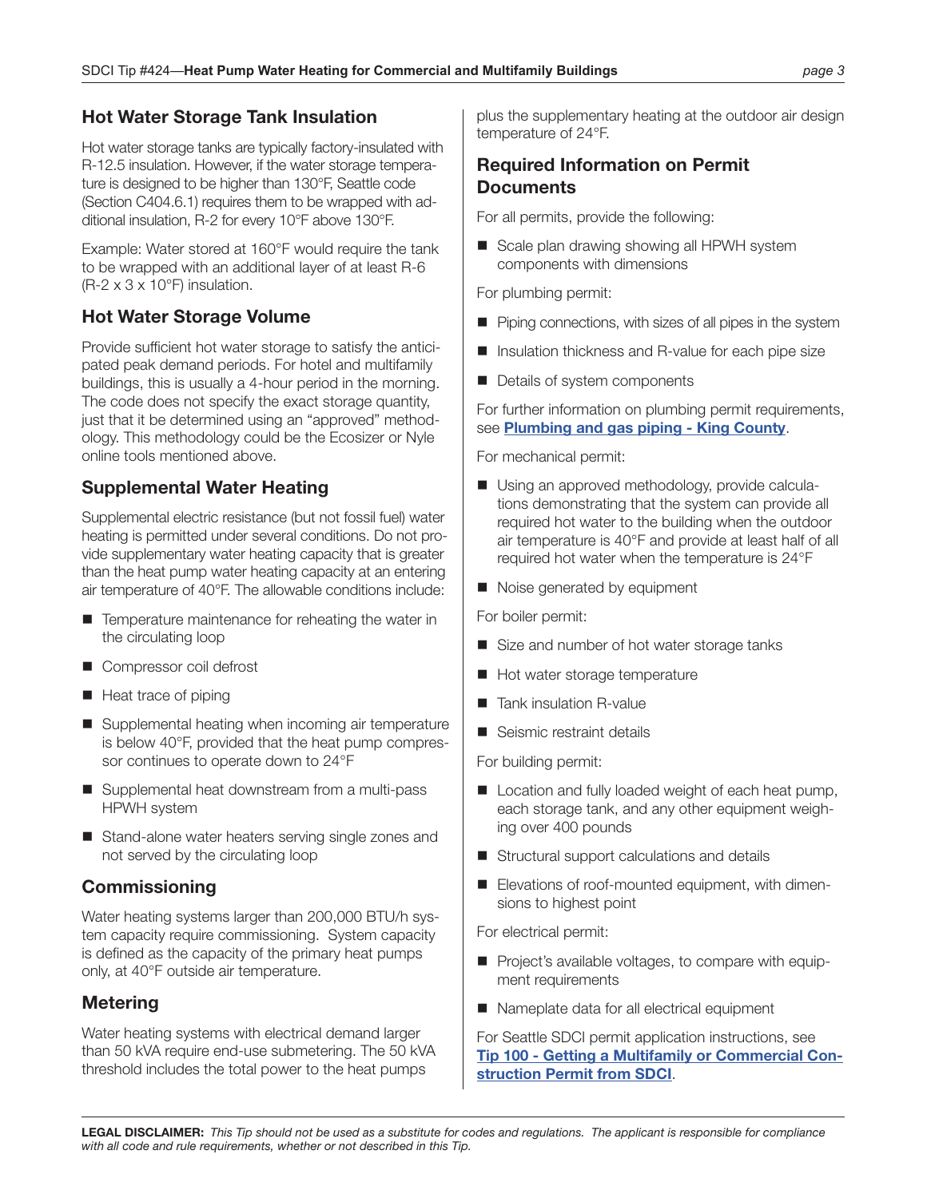## Hot Water Storage Tank Insulation

Hot water storage tanks are typically factory-insulated with R-12.5 insulation. However, if the water storage temperature is designed to be higher than 130°F, Seattle code (Section C404.6.1) requires them to be wrapped with additional insulation, R-2 for every 10°F above 130°F.

Example: Water stored at 160°F would require the tank to be wrapped with an additional layer of at least R-6 (R-2 x 3 x 10°F) insulation.

## Hot Water Storage Volume

Provide sufficient hot water storage to satisfy the anticipated peak demand periods. For hotel and multifamily buildings, this is usually a 4-hour period in the morning. The code does not specify the exact storage quantity, just that it be determined using an "approved" methodology. This methodology could be the Ecosizer or Nyle online tools mentioned above.

## Supplemental Water Heating

Supplemental electric resistance (but not fossil fuel) water heating is permitted under several conditions. Do not provide supplementary water heating capacity that is greater than the heat pump water heating capacity at an entering air temperature of 40°F. The allowable conditions include:

- Temperature maintenance for reheating the water in the circulating loop
- Compressor coil defrost
- Heat trace of piping
- Supplemental heating when incoming air temperature is below 40°F, provided that the heat pump compressor continues to operate down to 24°F
- Supplemental heat downstream from a multi-pass HPWH system
- Stand-alone water heaters serving single zones and not served by the circulating loop

## Commissioning

Water heating systems larger than 200,000 BTU/h system capacity require commissioning. System capacity is defined as the capacity of the primary heat pumps only, at 40°F outside air temperature.

## Metering

Water heating systems with electrical demand larger than 50 kVA require end-use submetering. The 50 kVA threshold includes the total power to the heat pumps plus the supplementary heating at the outdoor air design temperature of 24°F.

## Required Information on Permit Documents

For all permits, provide the following:

- Scale plan drawing showing all HPWH system components with dimensions

For plumbing permit:

- Piping connections, with sizes of all pipes in the system
- Insulation thickness and R-value for each pipe size
- Details of system components

For further information on plumbing permit requirements, see **Plumbing and gas piping - King County**.

For mechanical permit:

- Using an approved methodology, provide calculations demonstrating that the system can provide all required hot water to the building when the outdoor air temperature is 40°F and provide at least half of all required hot water when the temperature is 24°F
- Noise generated by equipment

For boiler permit:

- Size and number of hot water storage tanks
- Hot water storage temperature
- Tank insulation R-value
- Seismic restraint details

For building permit:

- Location and fully loaded weight of each heat pump, each storage tank, and any other equipment weighing over 400 pounds
- Structural support calculations and details
- Elevations of roof-mounted equipment, with dimensions to highest point

For electrical permit:

- Project's available voltages, to compare with equipment requirements
- Nameplate data for all electrical equipment

For Seattle SDCI permit application instructions, see **Tip 100 - Getting a Multifamily or Commercial Construction Permit from SDCI**.

**LEGAL DISCLAIMER:** *This Tip should not be used as a substitute for codes and regulations. The applicant is responsible for compliance with all code and rule requirements, whether or not described in this Tip.*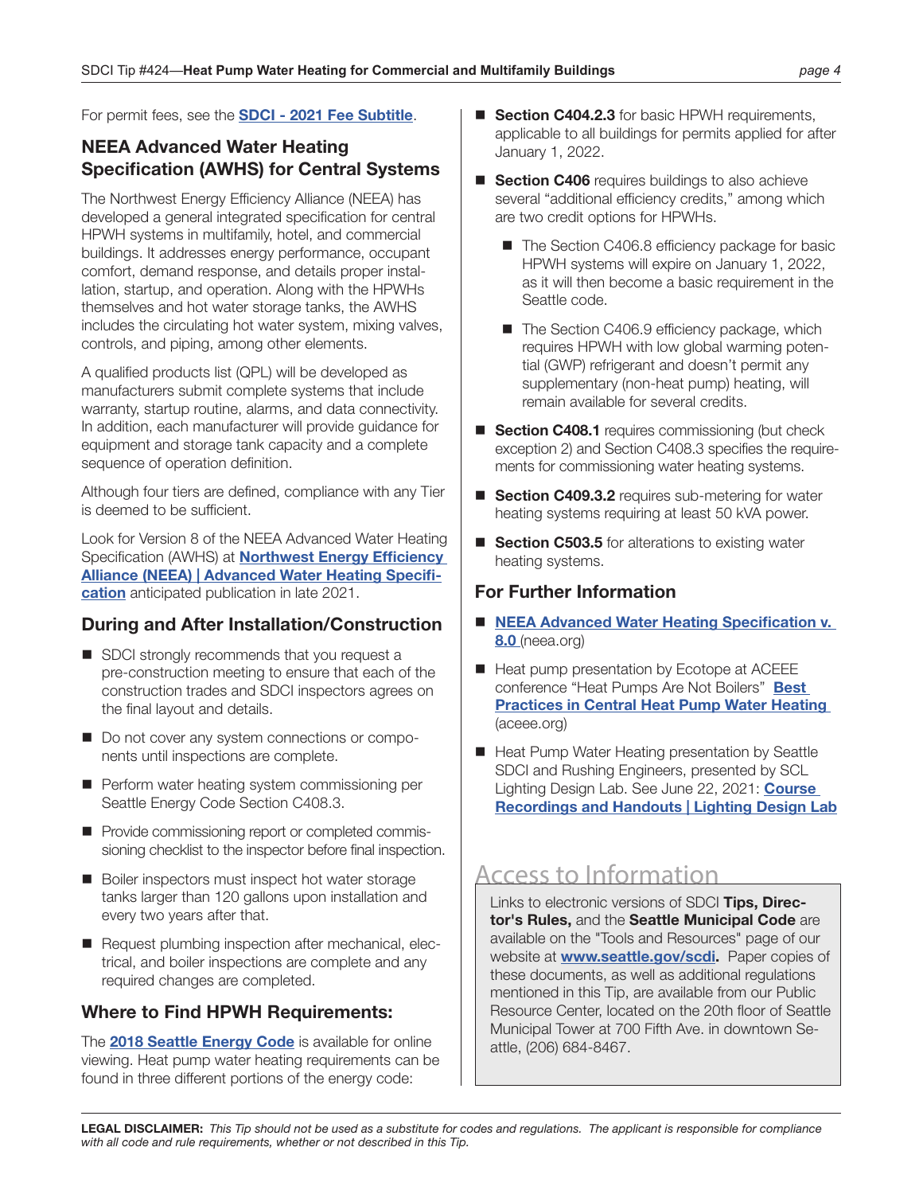For permit fees, see the **SDCI - 2021 Fee Subtitle**.

## NEEA Advanced Water Heating Specification (AWHS) for Central Systems

The Northwest Energy Efficiency Alliance (NEEA) has developed a general integrated specification for central HPWH systems in multifamily, hotel, and commercial buildings. It addresses energy performance, occupant comfort, demand response, and details proper installation, startup, and operation. Along with the HPWHs themselves and hot water storage tanks, the AWHS includes the circulating hot water system, mixing valves, controls, and piping, among other elements.

A qualified products list (QPL) will be developed as manufacturers submit complete systems that include warranty, startup routine, alarms, and data connectivity. In addition, each manufacturer will provide guidance for equipment and storage tank capacity and a complete sequence of operation definition.

Although four tiers are defined, compliance with any Tier is deemed to be sufficient.

Look for Version 8 of the NEEA Advanced Water Heating Specification (AWHS) at **Northwest Energy Efficiency Alliance (NEEA) | Advanced Water Heating Specification** anticipated publication in late 2021.

## During and After Installation/Construction

- SDCI strongly recommends that you request a pre-construction meeting to ensure that each of the construction trades and SDCI inspectors agrees on the final layout and details.
- Do not cover any system connections or components until inspections are complete.
- Perform water heating system commissioning per Seattle Energy Code Section C408.3.
- Provide commissioning report or completed commissioning checklist to the inspector before final inspection.
- Boiler inspectors must inspect hot water storage tanks larger than 120 gallons upon installation and every two years after that.
- Request plumbing inspection after mechanical, electrical, and boiler inspections are complete and any required changes are completed.

## Where to Find HPWH Requirements:

The **2018 Seattle Energy Code** is available for online viewing. Heat pump water heating requirements can be found in three different portions of the energy code:

- **Section C404.2.3** for basic HPWH requirements, applicable to all buildings for permits applied for after January 1, 2022.
- **Section C406** requires buildings to also achieve several "additional efficiency credits," among which are two credit options for HPWHs.
  - The Section C406.8 efficiency package for basic HPWH systems will expire on January 1, 2022, as it will then become a basic requirement in the Seattle code.
  - The Section C406.9 efficiency package, which requires HPWH with low global warming potential (GWP) refrigerant and doesn't permit any supplementary (non-heat pump) heating, will remain available for several credits.
- **Section C408.1** requires commissioning (but check exception 2) and Section C408.3 specifies the requirements for commissioning water heating systems.
- **Section C409.3.2** requires sub-metering for water heating systems requiring at least 50 kVA power.
- **Section C503.5** for alterations to existing water heating systems.

## For Further Information

- **NEEA Advanced Water Heating Specification v. 8.0** (neea.org)
- Heat pump presentation by Ecotope at ACEEE conference "Heat Pumps Are Not Boilers" **Best Practices in Central Heat Pump Water Heating** (aceee.org)
- Heat Pump Water Heating presentation by Seattle SDCI and Rushing Engineers, presented by SCL Lighting Design Lab. See June 22, 2021: **Course Recordings and Handouts | Lighting Design Lab**

## Access to Information

Links to electronic versions of SDCI **Tips, Director's Rules,** and the **Seattle Municipal Code** are available on the "Tools and Resources" page of our website at **www.seattle.gov/scdi.** Paper copies of these documents, as well as additional regulations mentioned in this Tip, are available from our Public Resource Center, located on the 20th floor of Seattle Municipal Tower at 700 Fifth Ave. in downtown Seattle, (206) 684-8467.

**LEGAL DISCLAIMER:** *This Tip should not be used as a substitute for codes and regulations. The applicant is responsible for compliance with all code and rule requirements, whether or not described in this Tip.*